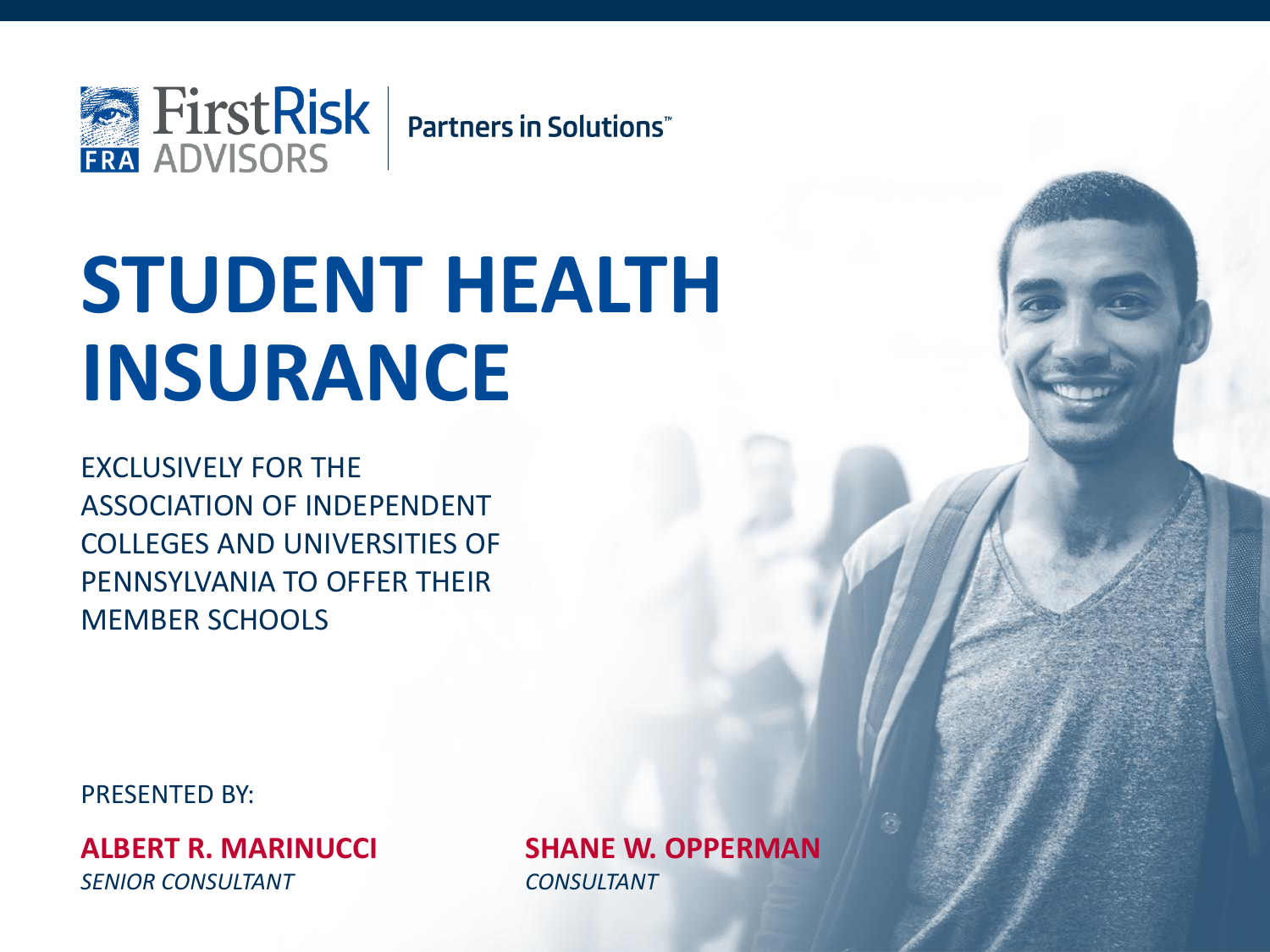FirstRisk ADVISORS | Partners in Solutions™

# STUDENT HEALTH INSURANCE

EXCLUSIVELY FOR THE ASSOCIATION OF INDEPENDENT COLLEGES AND UNIVERSITIES OF PENNSYLVANIA TO OFFER THEIR MEMBER SCHOOLS

PRESENTED BY:

**ALBERT R. MARINUCCI**
*SENIOR CONSULTANT*

**SHANE W. OPPERMAN**
*CONSULTANT*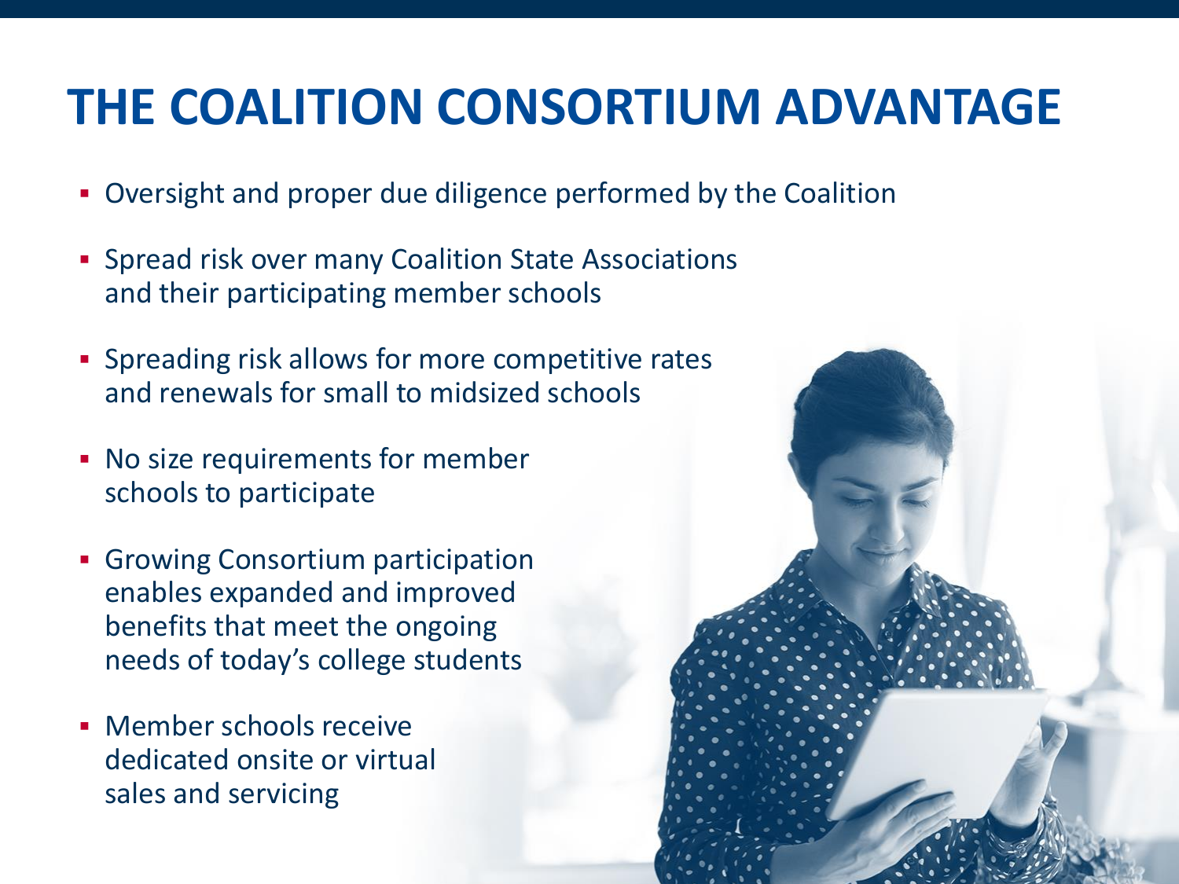# THE COALITION CONSORTIUM ADVANTAGE

- Oversight and proper due diligence performed by the Coalition
- Spread risk over many Coalition State Associations and their participating member schools
- Spreading risk allows for more competitive rates and renewals for small to midsized schools
- No size requirements for member schools to participate
- Growing Consortium participation enables expanded and improved benefits that meet the ongoing needs of today's college students
- Member schools receive dedicated onsite or virtual sales and servicing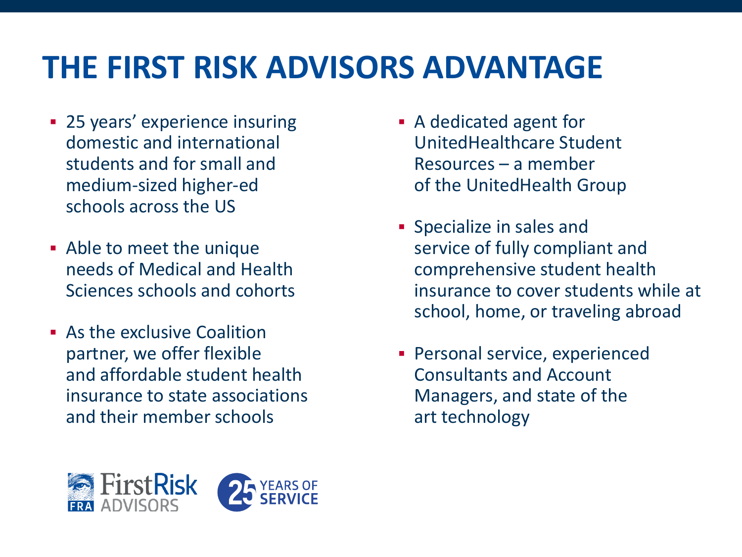# THE FIRST RISK ADVISORS ADVANTAGE

- 25 years' experience insuring domestic and international students and for small and medium-sized higher-ed schools across the US
- Able to meet the unique needs of Medical and Health Sciences schools and cohorts
- As the exclusive Coalition partner, we offer flexible and affordable student health insurance to state associations and their member schools
- A dedicated agent for UnitedHealthcare Student Resources – a member of the UnitedHealth Group
- Specialize in sales and service of fully compliant and comprehensive student health insurance to cover students while at school, home, or traveling abroad
- Personal service, experienced Consultants and Account Managers, and state of the art technology

FRA FirstRisk ADVISORS

25 YEARS OF SERVICE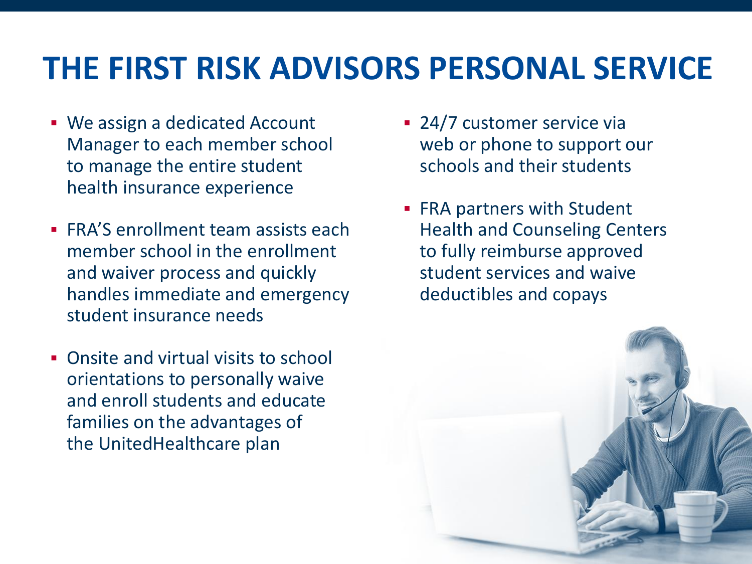# THE FIRST RISK ADVISORS PERSONAL SERVICE

- We assign a dedicated Account Manager to each member school to manage the entire student health insurance experience
- FRA'S enrollment team assists each member school in the enrollment and waiver process and quickly handles immediate and emergency student insurance needs
- Onsite and virtual visits to school orientations to personally waive and enroll students and educate families on the advantages of the UnitedHealthcare plan
- 24/7 customer service via web or phone to support our schools and their students
- FRA partners with Student Health and Counseling Centers to fully reimburse approved student services and waive deductibles and copays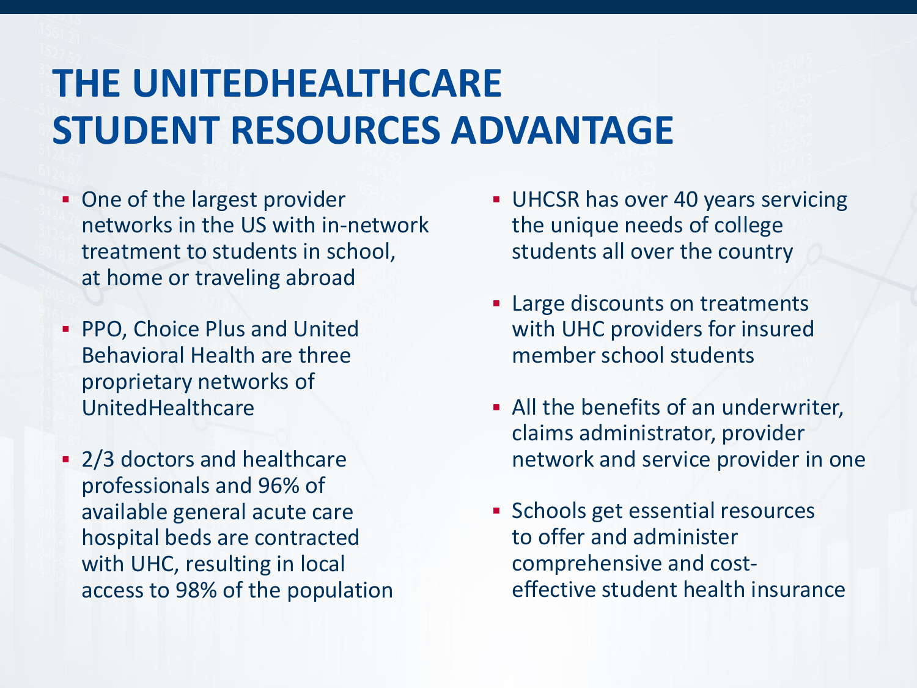# THE UNITEDHEALTHCARE STUDENT RESOURCES ADVANTAGE

- One of the largest provider networks in the US with in-network treatment to students in school, at home or traveling abroad
- PPO, Choice Plus and United Behavioral Health are three proprietary networks of UnitedHealthcare
- 2/3 doctors and healthcare professionals and 96% of available general acute care hospital beds are contracted with UHC, resulting in local access to 98% of the population
- UHCSR has over 40 years servicing the unique needs of college students all over the country
- Large discounts on treatments with UHC providers for insured member school students
- All the benefits of an underwriter, claims administrator, provider network and service provider in one
- Schools get essential resources to offer and administer comprehensive and cost-effective student health insurance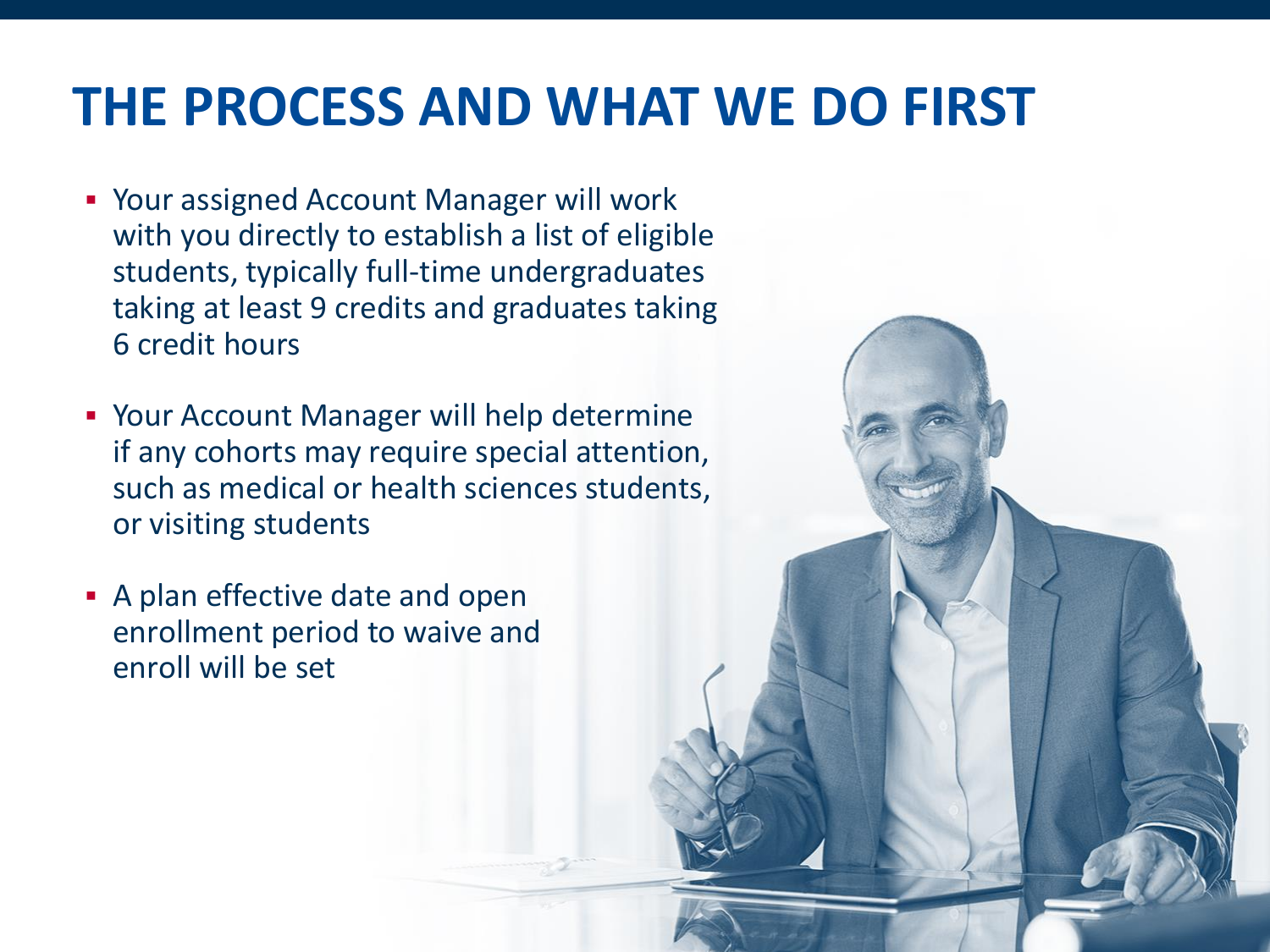# THE PROCESS AND WHAT WE DO FIRST

- Your assigned Account Manager will work with you directly to establish a list of eligible students, typically full-time undergraduates taking at least 9 credits and graduates taking 6 credit hours
- Your Account Manager will help determine if any cohorts may require special attention, such as medical or health sciences students, or visiting students
- A plan effective date and open enrollment period to waive and enroll will be set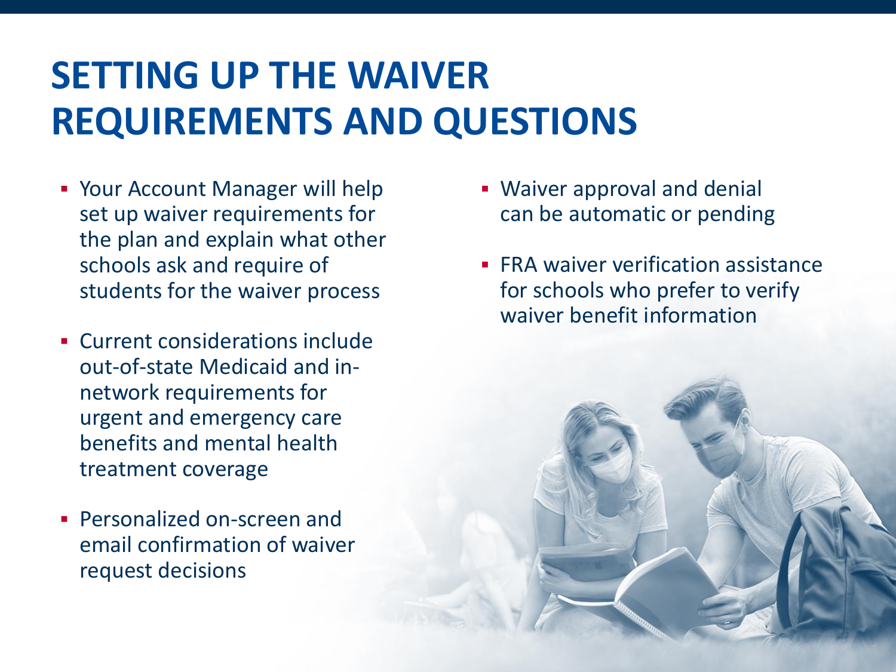# SETTING UP THE WAIVER REQUIREMENTS AND QUESTIONS

- Your Account Manager will help set up waiver requirements for the plan and explain what other schools ask and require of students for the waiver process
- Current considerations include out-of-state Medicaid and in-network requirements for urgent and emergency care benefits and mental health treatment coverage
- Personalized on-screen and email confirmation of waiver request decisions
- Waiver approval and denial can be automatic or pending
- FRA waiver verification assistance for schools who prefer to verify waiver benefit information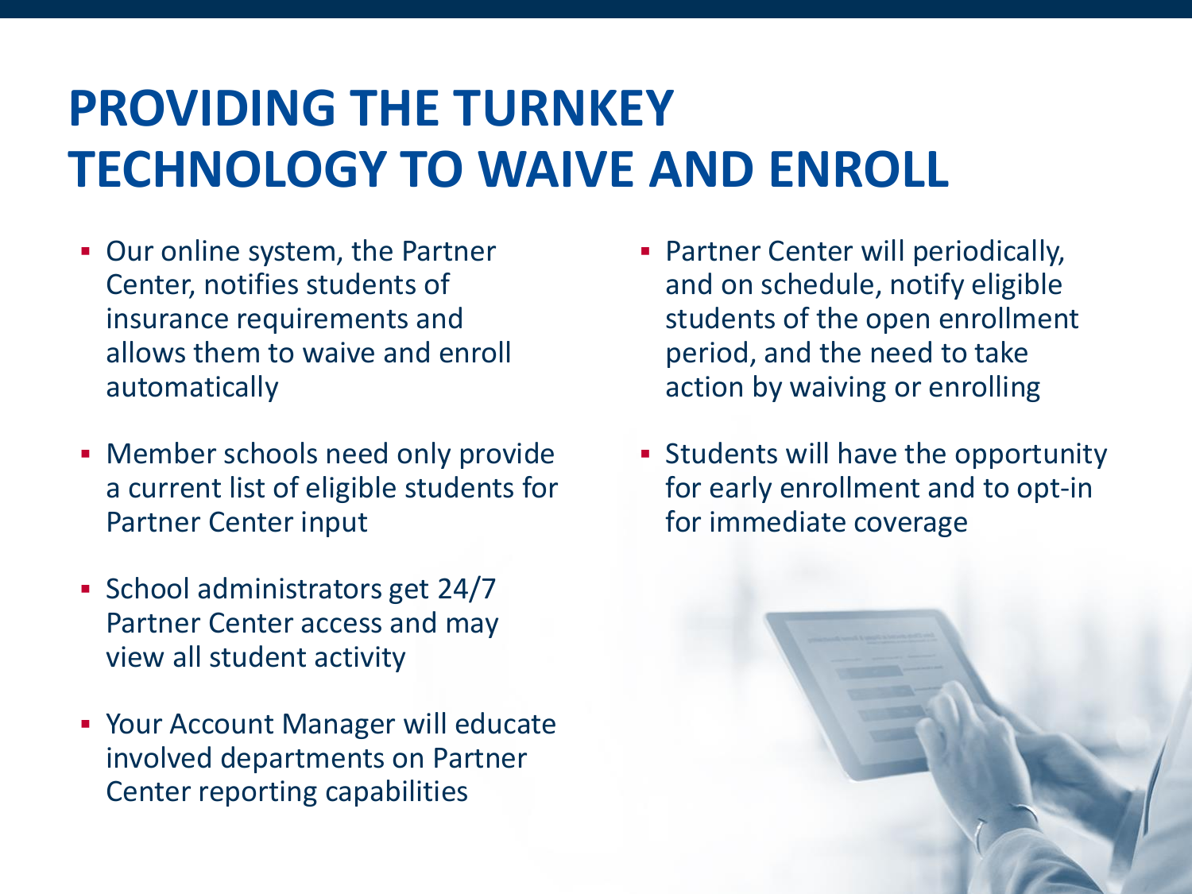# PROVIDING THE TURNKEY TECHNOLOGY TO WAIVE AND ENROLL

- Our online system, the Partner Center, notifies students of insurance requirements and allows them to waive and enroll automatically
- Member schools need only provide a current list of eligible students for Partner Center input
- School administrators get 24/7 Partner Center access and may view all student activity
- Your Account Manager will educate involved departments on Partner Center reporting capabilities
- Partner Center will periodically, and on schedule, notify eligible students of the open enrollment period, and the need to take action by waiving or enrolling
- Students will have the opportunity for early enrollment and to opt-in for immediate coverage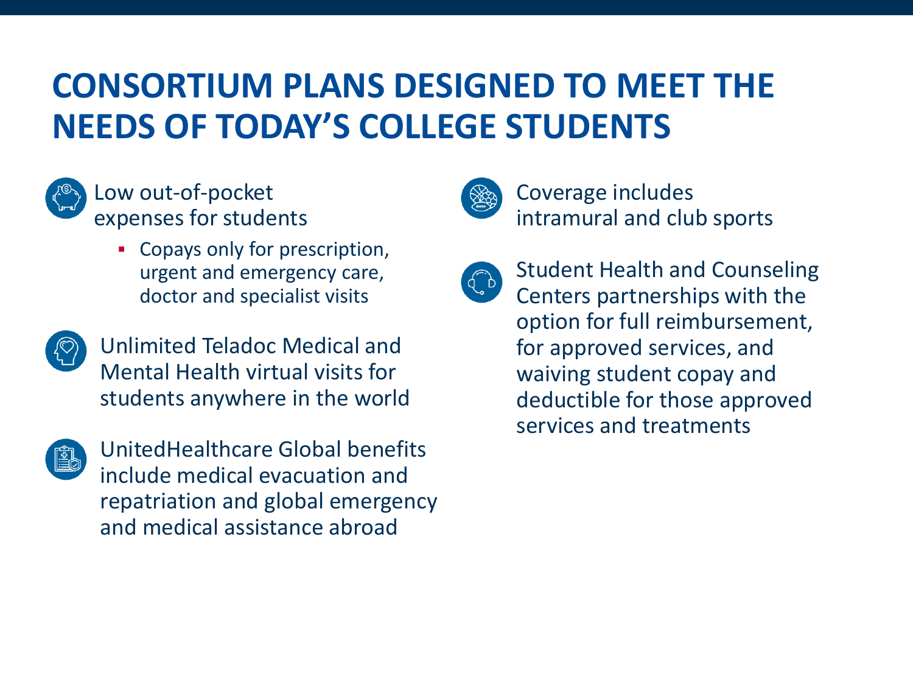# CONSORTIUM PLANS DESIGNED TO MEET THE NEEDS OF TODAY'S COLLEGE STUDENTS

- Low out-of-pocket expenses for students
  - Copays only for prescription, urgent and emergency care, doctor and specialist visits
- Unlimited Teladoc Medical and Mental Health virtual visits for students anywhere in the world
- UnitedHealthcare Global benefits include medical evacuation and repatriation and global emergency and medical assistance abroad
- Coverage includes intramural and club sports
- Student Health and Counseling Centers partnerships with the option for full reimbursement, for approved services, and waiving student copay and deductible for those approved services and treatments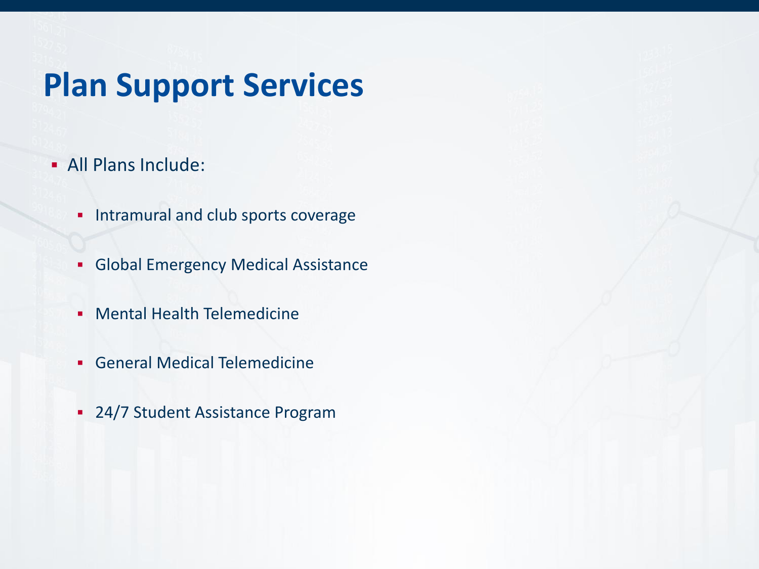# Plan Support Services

- All Plans Include:
  - Intramural and club sports coverage
  - Global Emergency Medical Assistance
  - Mental Health Telemedicine
  - General Medical Telemedicine
  - 24/7 Student Assistance Program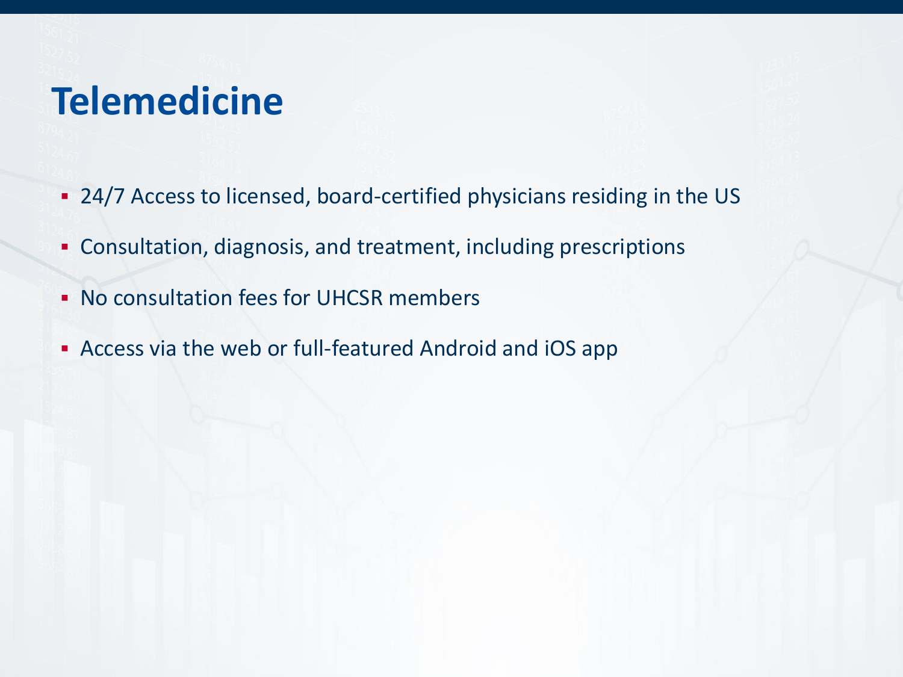# Telemedicine

- 24/7 Access to licensed, board-certified physicians residing in the US
- Consultation, diagnosis, and treatment, including prescriptions
- No consultation fees for UHCSR members
- Access via the web or full-featured Android and iOS app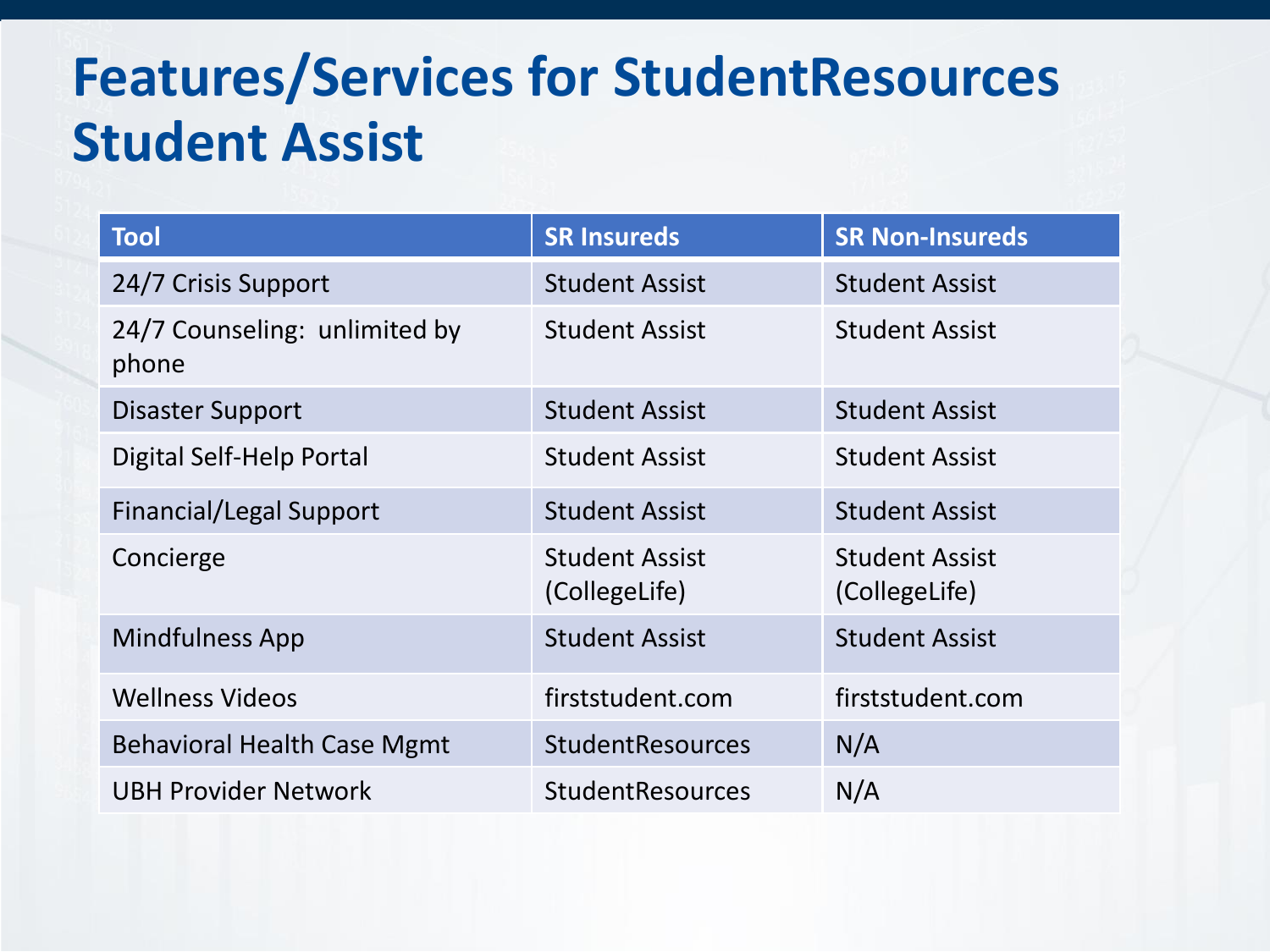# Features/Services for StudentResources Student Assist

| Tool | SR Insureds | SR Non-Insureds |
|---|---|---|
| 24/7 Crisis Support | Student Assist | Student Assist |
| 24/7 Counseling: unlimited by phone | Student Assist | Student Assist |
| Disaster Support | Student Assist | Student Assist |
| Digital Self-Help Portal | Student Assist | Student Assist |
| Financial/Legal Support | Student Assist | Student Assist |
| Concierge | Student Assist (CollegeLife) | Student Assist (CollegeLife) |
| Mindfulness App | Student Assist | Student Assist |
| Wellness Videos | firststudent.com | firststudent.com |
| Behavioral Health Case Mgmt | StudentResources | N/A |
| UBH Provider Network | StudentResources | N/A |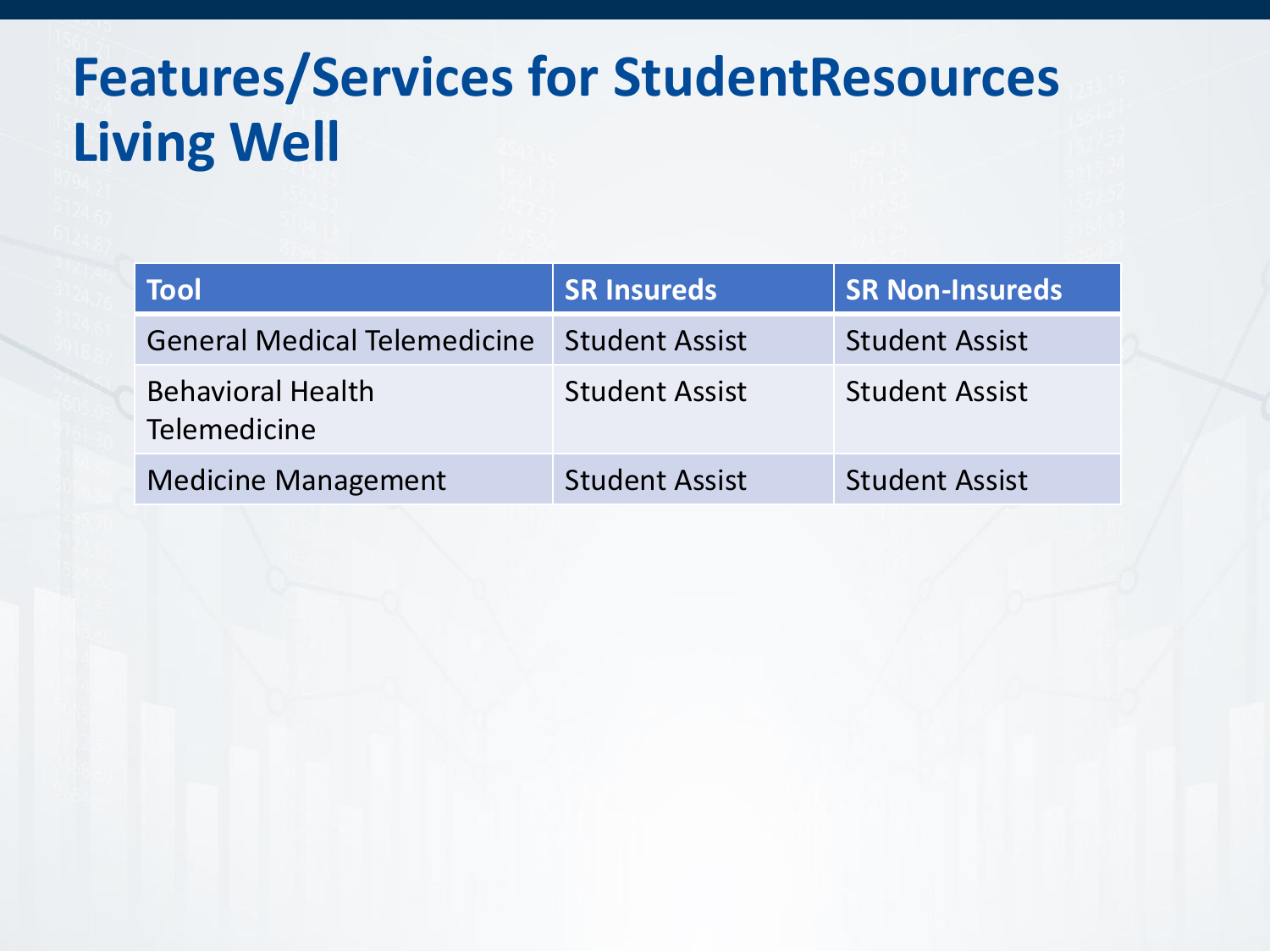# Features/Services for StudentResources Living Well

| Tool | SR Insureds | SR Non-Insureds |
| --- | --- | --- |
| General Medical Telemedicine | Student Assist | Student Assist |
| Behavioral Health Telemedicine | Student Assist | Student Assist |
| Medicine Management | Student Assist | Student Assist |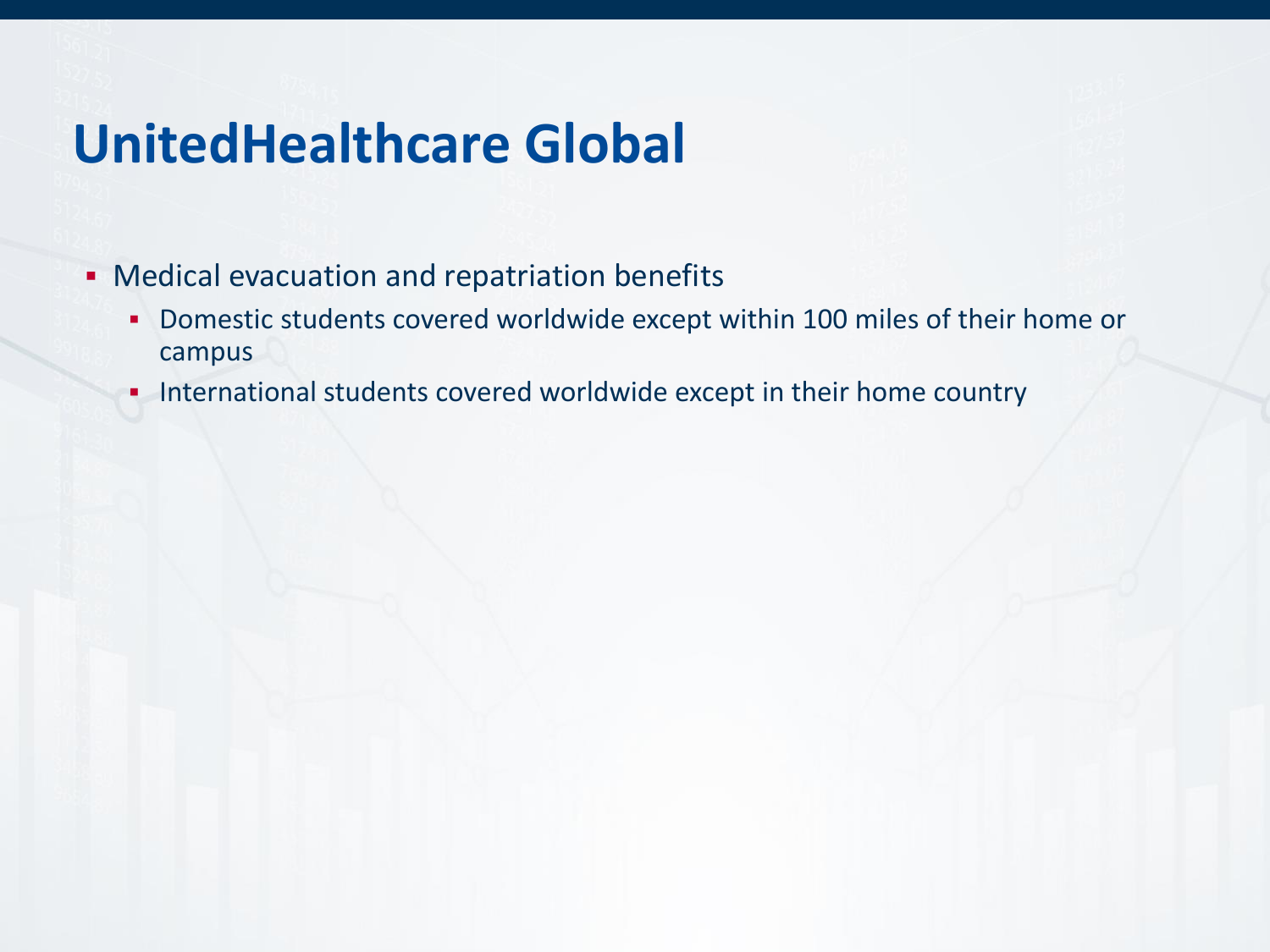# UnitedHealthcare Global

- Medical evacuation and repatriation benefits
  - Domestic students covered worldwide except within 100 miles of their home or campus
  - International students covered worldwide except in their home country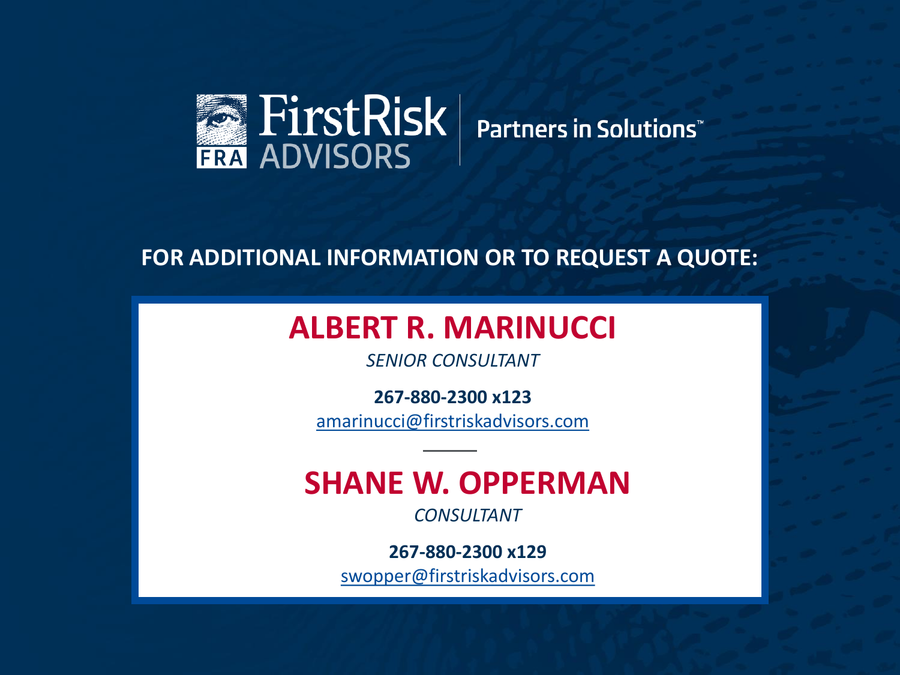FirstRisk ADVISORS

Partners in Solutions™

**FOR ADDITIONAL INFORMATION OR TO REQUEST A QUOTE:**

## ALBERT R. MARINUCCI

*SENIOR CONSULTANT*

**267-880-2300 x123**

amarinucci@firstriskadvisors.com

---

## SHANE W. OPPERMAN

*CONSULTANT*

**267-880-2300 x129**

swopper@firstriskadvisors.com